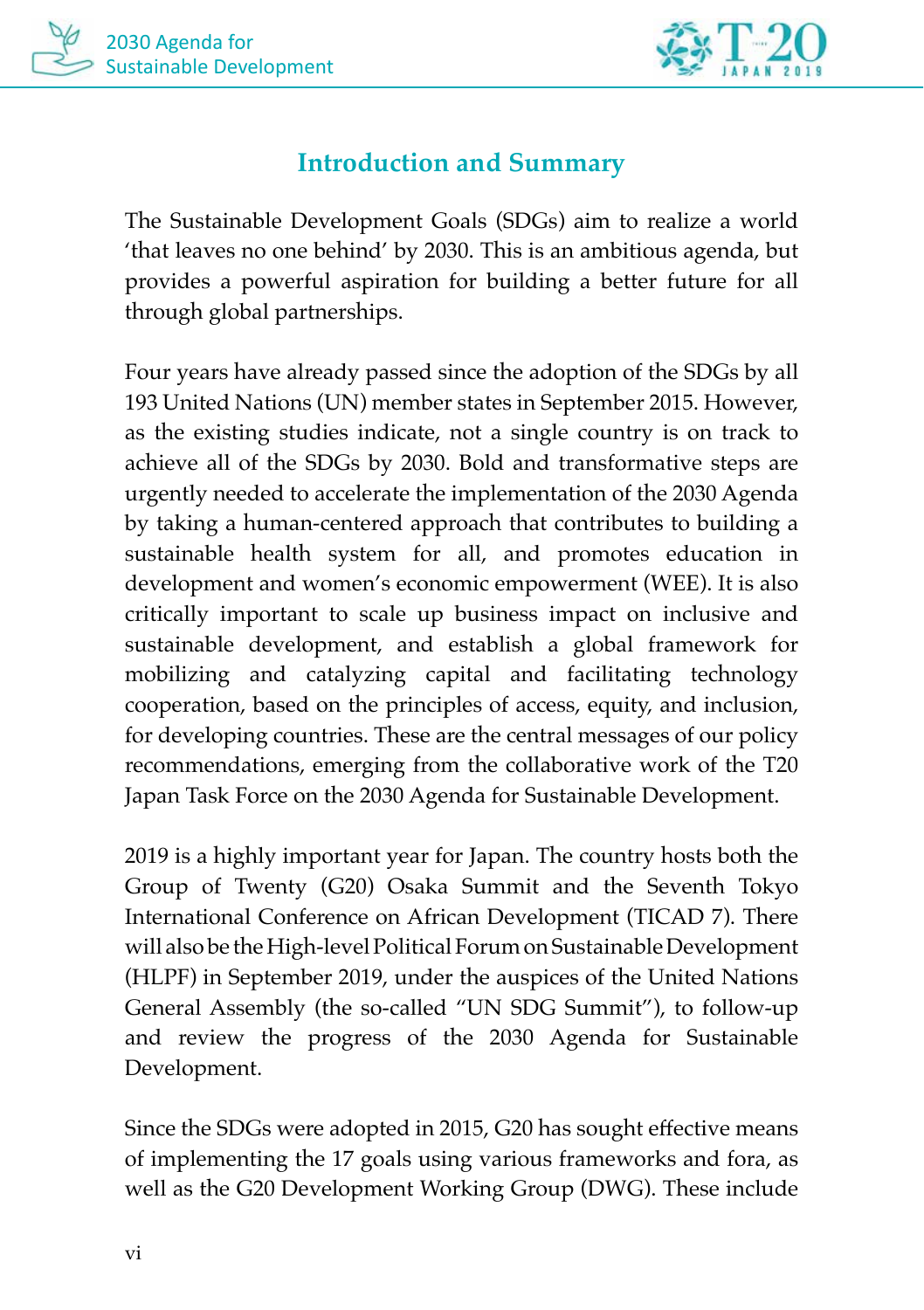## Introduction and Summary

The Sustainable Development Goals (SDGs) aim to realize a world 'that leaves no one behind' by 2030. This is an ambitious agenda, but provides a powerful aspiration for building a better future for all through global partnerships.

Four years have already passed since the adoption of the SDGs by all 193 United Nations (UN) member states in September 2015. However, as the existing studies indicate, not a single country is on track to achieve all of the SDGs by 2030. Bold and transformative steps are urgently needed to accelerate the implementation of the 2030 Agenda by taking a human-centered approach that contributes to building a sustainable health system for all, and promotes education in development and women's economic empowerment (WEE). It is also critically important to scale up business impact on inclusive and sustainable development, and establish a global framework for mobilizing and catalyzing capital and facilitating technology cooperation, based on the principles of access, equity, and inclusion, for developing countries. These are the central messages of our policy recommendations, emerging from the collaborative work of the T20 Japan Task Force on the 2030 Agenda for Sustainable Development.

2019 is a highly important year for Japan. The country hosts both the Group of Twenty (G20) Osaka Summit and the Seventh Tokyo International Conference on African Development (TICAD 7). There will also be the High-level Political Forum on Sustainable Development (HLPF) in September 2019, under the auspices of the United Nations General Assembly (the so-called "UN SDG Summit"), to follow-up and review the progress of the 2030 Agenda for Sustainable Development.

Since the SDGs were adopted in 2015, G20 has sought effective means of implementing the 17 goals using various frameworks and fora, as well as the G20 Development Working Group (DWG). These include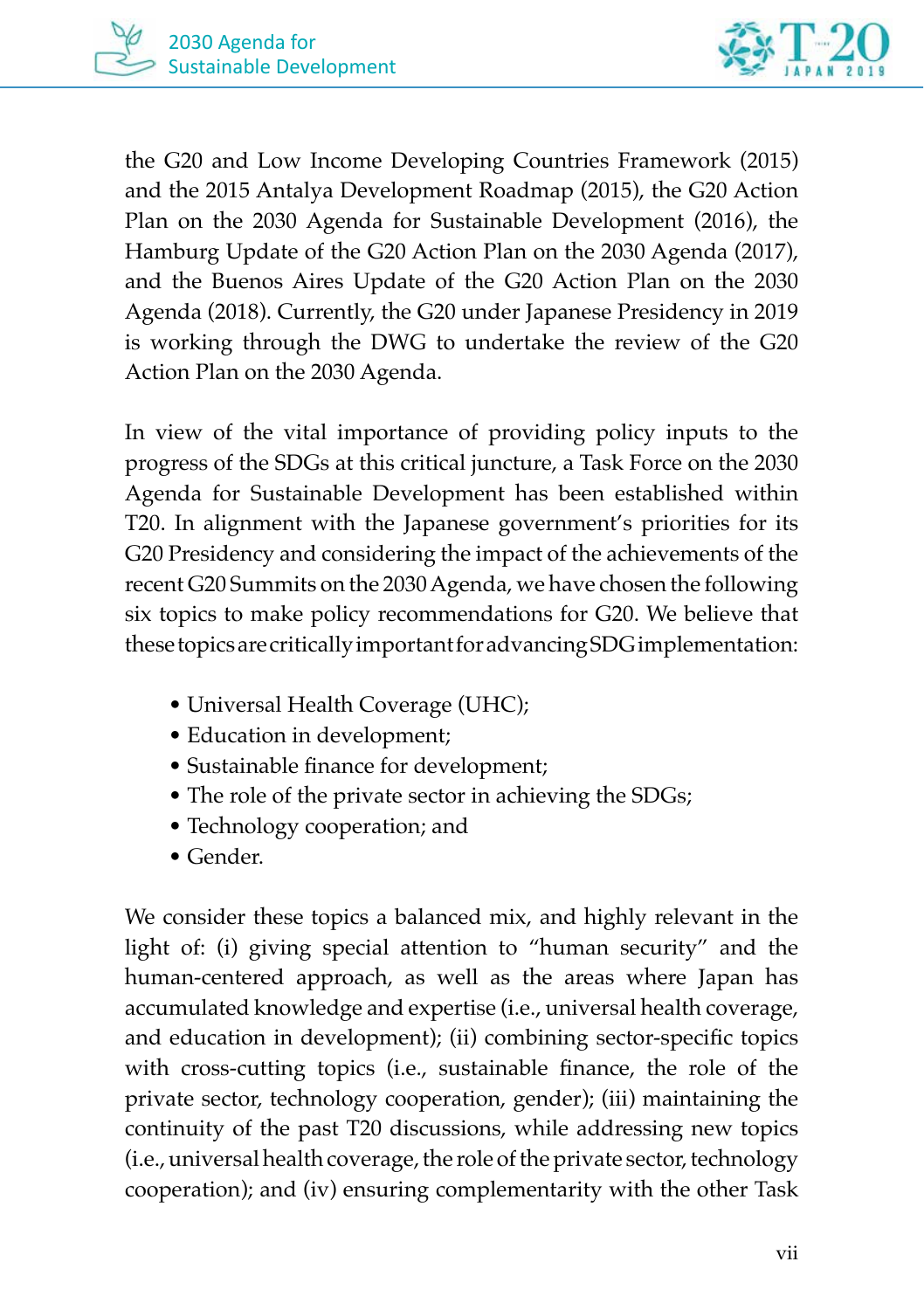the G20 and Low Income Developing Countries Framework (2015) and the 2015 Antalya Development Roadmap (2015), the G20 Action Plan on the 2030 Agenda for Sustainable Development (2016), the Hamburg Update of the G20 Action Plan on the 2030 Agenda (2017), and the Buenos Aires Update of the G20 Action Plan on the 2030 Agenda (2018). Currently, the G20 under Japanese Presidency in 2019 is working through the DWG to undertake the review of the G20 Action Plan on the 2030 Agenda.

In view of the vital importance of providing policy inputs to the progress of the SDGs at this critical juncture, a Task Force on the 2030 Agenda for Sustainable Development has been established within T20. In alignment with the Japanese government's priorities for its G20 Presidency and considering the impact of the achievements of the recent G20 Summits on the 2030 Agenda, we have chosen the following six topics to make policy recommendations for G20. We believe that these topics are critically important for advancing SDG implementation:

- Universal Health Coverage (UHC);
- Education in development;
- Sustainable finance for development;
- The role of the private sector in achieving the SDGs;
- Technology cooperation; and
- Gender.

We consider these topics a balanced mix, and highly relevant in the light of: (i) giving special attention to "human security" and the human-centered approach, as well as the areas where Japan has accumulated knowledge and expertise (i.e., universal health coverage, and education in development); (ii) combining sector-specific topics with cross-cutting topics (i.e., sustainable finance, the role of the private sector, technology cooperation, gender); (iii) maintaining the continuity of the past T20 discussions, while addressing new topics (i.e., universal health coverage, the role of the private sector, technology cooperation); and (iv) ensuring complementarity with the other Task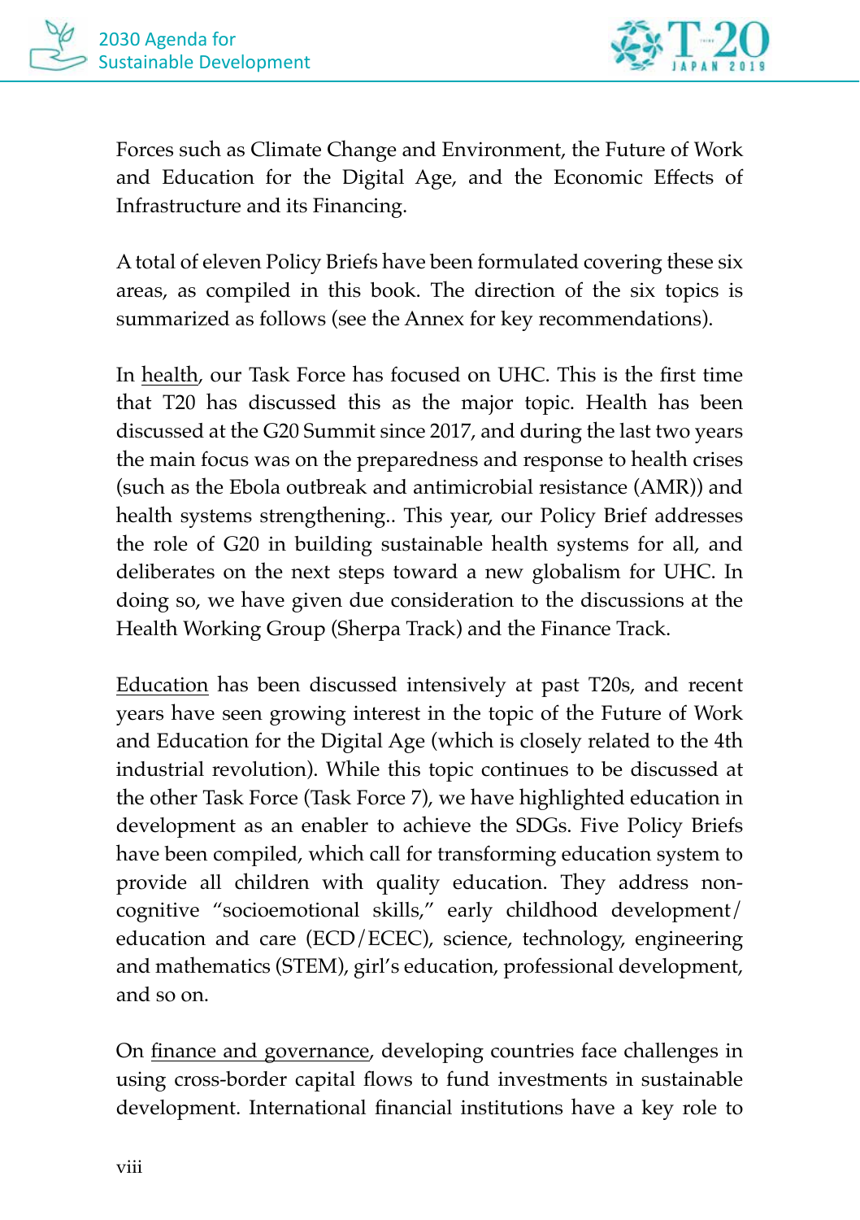Forces such as Climate Change and Environment, the Future of Work and Education for the Digital Age, and the Economic Effects of Infrastructure and its Financing.

A total of eleven Policy Briefs have been formulated covering these six areas, as compiled in this book. The direction of the six topics is summarized as follows (see the Annex for key recommendations).

In health, our Task Force has focused on UHC. This is the first time that T20 has discussed this as the major topic. Health has been discussed at the G20 Summit since 2017, and during the last two years the main focus was on the preparedness and response to health crises (such as the Ebola outbreak and antimicrobial resistance (AMR)) and health systems strengthening.. This year, our Policy Brief addresses the role of G20 in building sustainable health systems for all, and deliberates on the next steps toward a new globalism for UHC. In doing so, we have given due consideration to the discussions at the Health Working Group (Sherpa Track) and the Finance Track.

Education has been discussed intensively at past T20s, and recent years have seen growing interest in the topic of the Future of Work and Education for the Digital Age (which is closely related to the 4th industrial revolution). While this topic continues to be discussed at the other Task Force (Task Force 7), we have highlighted education in development as an enabler to achieve the SDGs. Five Policy Briefs have been compiled, which call for transforming education system to provide all children with quality education. They address non-cognitive "socioemotional skills," early childhood development/education and care (ECD/ECEC), science, technology, engineering and mathematics (STEM), girl's education, professional development, and so on.

On finance and governance, developing countries face challenges in using cross-border capital flows to fund investments in sustainable development. International financial institutions have a key role to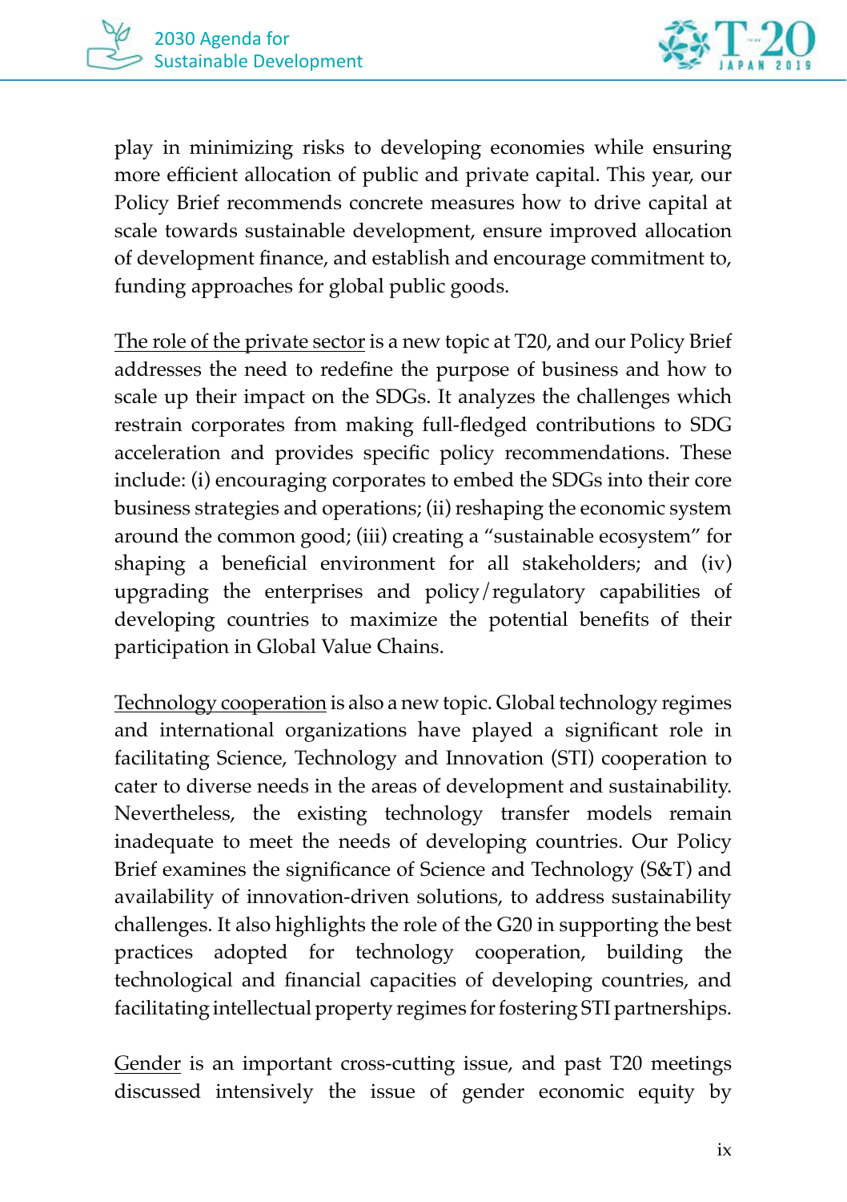play in minimizing risks to developing economies while ensuring more efficient allocation of public and private capital. This year, our Policy Brief recommends concrete measures how to drive capital at scale towards sustainable development, ensure improved allocation of development finance, and establish and encourage commitment to, funding approaches for global public goods.

<u>The role of the private sector</u> is a new topic at T20, and our Policy Brief addresses the need to redefine the purpose of business and how to scale up their impact on the SDGs. It analyzes the challenges which restrain corporates from making full-fledged contributions to SDG acceleration and provides specific policy recommendations. These include: (i) encouraging corporates to embed the SDGs into their core business strategies and operations; (ii) reshaping the economic system around the common good; (iii) creating a "sustainable ecosystem" for shaping a beneficial environment for all stakeholders; and (iv) upgrading the enterprises and policy/regulatory capabilities of developing countries to maximize the potential benefits of their participation in Global Value Chains.

<u>Technology cooperation</u> is also a new topic. Global technology regimes and international organizations have played a significant role in facilitating Science, Technology and Innovation (STI) cooperation to cater to diverse needs in the areas of development and sustainability. Nevertheless, the existing technology transfer models remain inadequate to meet the needs of developing countries. Our Policy Brief examines the significance of Science and Technology (S&T) and availability of innovation-driven solutions, to address sustainability challenges. It also highlights the role of the G20 in supporting the best practices adopted for technology cooperation, building the technological and financial capacities of developing countries, and facilitating intellectual property regimes for fostering STI partnerships.

<u>Gender</u> is an important cross-cutting issue, and past T20 meetings discussed intensively the issue of gender economic equity by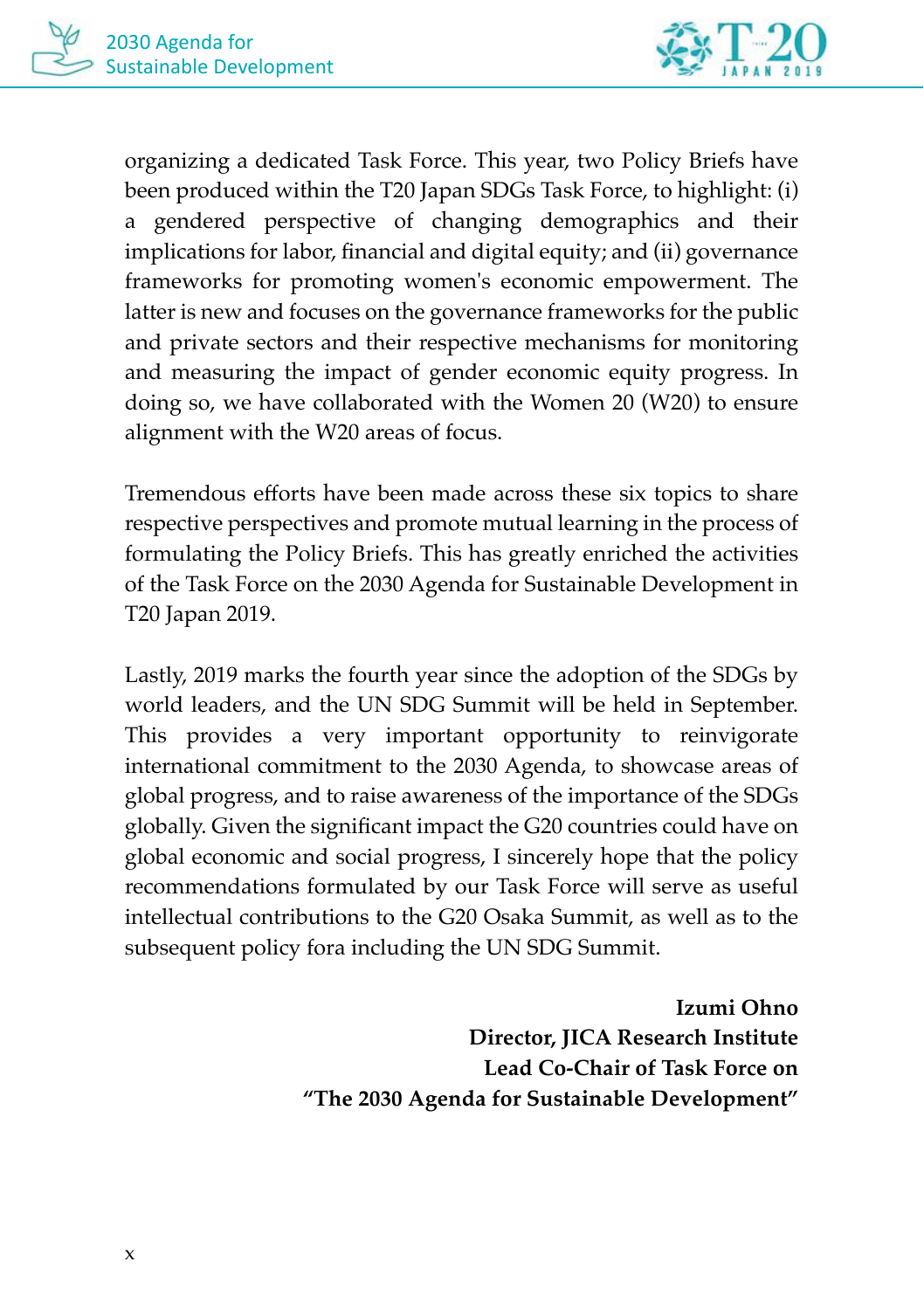organizing a dedicated Task Force. This year, two Policy Briefs have been produced within the T20 Japan SDGs Task Force, to highlight: (i) a gendered perspective of changing demographics and their implications for labor, financial and digital equity; and (ii) governance frameworks for promoting women's economic empowerment. The latter is new and focuses on the governance frameworks for the public and private sectors and their respective mechanisms for monitoring and measuring the impact of gender economic equity progress. In doing so, we have collaborated with the Women 20 (W20) to ensure alignment with the W20 areas of focus.

Tremendous efforts have been made across these six topics to share respective perspectives and promote mutual learning in the process of formulating the Policy Briefs. This has greatly enriched the activities of the Task Force on the 2030 Agenda for Sustainable Development in T20 Japan 2019.

Lastly, 2019 marks the fourth year since the adoption of the SDGs by world leaders, and the UN SDG Summit will be held in September. This provides a very important opportunity to reinvigorate international commitment to the 2030 Agenda, to showcase areas of global progress, and to raise awareness of the importance of the SDGs globally. Given the significant impact the G20 countries could have on global economic and social progress, I sincerely hope that the policy recommendations formulated by our Task Force will serve as useful intellectual contributions to the G20 Osaka Summit, as well as to the subsequent policy fora including the UN SDG Summit.

**Izumi Ohno**
**Director, JICA Research Institute**
**Lead Co-Chair of Task Force on**
**"The 2030 Agenda for Sustainable Development"**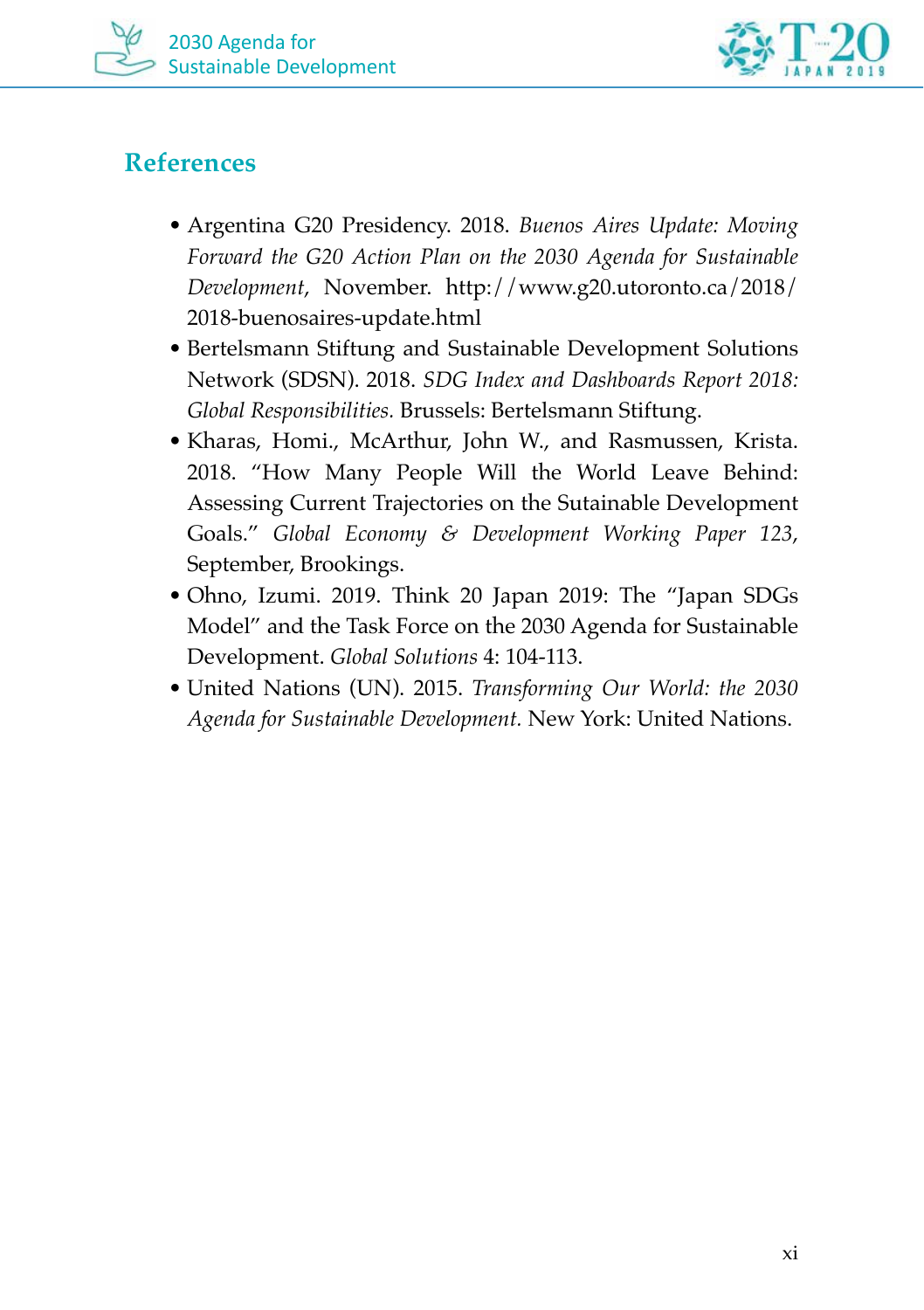## References

- Argentina G20 Presidency. 2018. *Buenos Aires Update: Moving Forward the G20 Action Plan on the 2030 Agenda for Sustainable Development*, November. http://www.g20.utoronto.ca/2018/2018-buenosaires-update.html
- Bertelsmann Stiftung and Sustainable Development Solutions Network (SDSN). 2018. *SDG Index and Dashboards Report 2018: Global Responsibilities.* Brussels: Bertelsmann Stiftung.
- Kharas, Homi., McArthur, John W., and Rasmussen, Krista. 2018. "How Many People Will the World Leave Behind: Assessing Current Trajectories on the Sutainable Development Goals." *Global Economy & Development Working Paper 123*, September, Brookings.
- Ohno, Izumi. 2019. Think 20 Japan 2019: The "Japan SDGs Model" and the Task Force on the 2030 Agenda for Sustainable Development. *Global Solutions* 4: 104-113.
- United Nations (UN). 2015. *Transforming Our World: the 2030 Agenda for Sustainable Development.* New York: United Nations.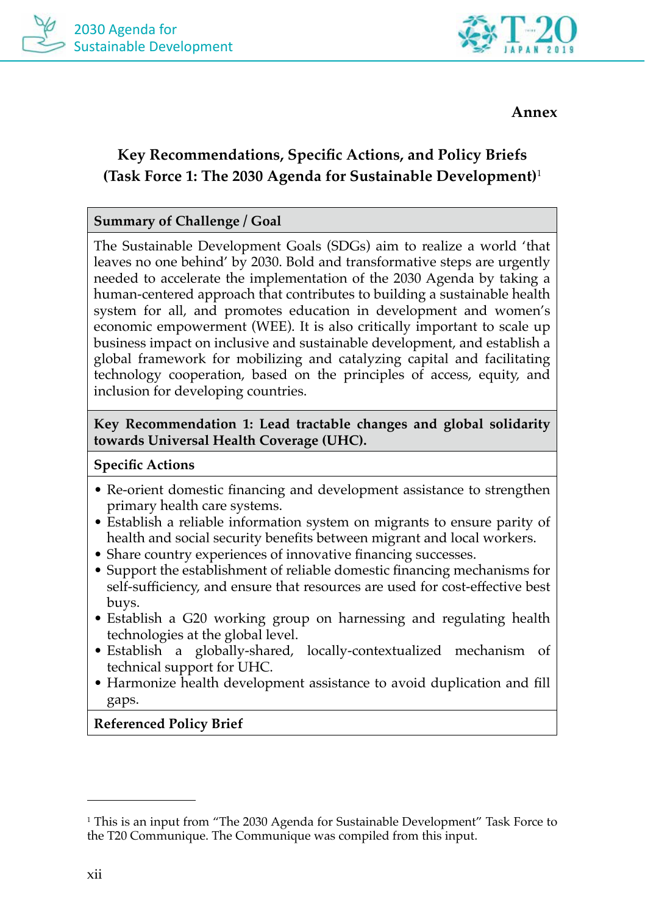**Annex**

## Key Recommendations, Specific Actions, and Policy Briefs (Task Force 1: The 2030 Agenda for Sustainable Development)[1]

**Summary of Challenge / Goal**

The Sustainable Development Goals (SDGs) aim to realize a world 'that leaves no one behind' by 2030. Bold and transformative steps are urgently needed to accelerate the implementation of the 2030 Agenda by taking a human-centered approach that contributes to building a sustainable health system for all, and promotes education in development and women's economic empowerment (WEE). It is also critically important to scale up business impact on inclusive and sustainable development, and establish a global framework for mobilizing and catalyzing capital and facilitating technology cooperation, based on the principles of access, equity, and inclusion for developing countries.

**Key Recommendation 1: Lead tractable changes and global solidarity towards Universal Health Coverage (UHC).**

**Specific Actions**

- Re-orient domestic financing and development assistance to strengthen primary health care systems.
- Establish a reliable information system on migrants to ensure parity of health and social security benefits between migrant and local workers.
- Share country experiences of innovative financing successes.
- Support the establishment of reliable domestic financing mechanisms for self-sufficiency, and ensure that resources are used for cost-effective best buys.
- Establish a G20 working group on harnessing and regulating health technologies at the global level.
- Establish a globally-shared, locally-contextualized mechanism of technical support for UHC.
- Harmonize health development assistance to avoid duplication and fill gaps.

**Referenced Policy Brief**

---

[1] This is an input from "The 2030 Agenda for Sustainable Development" Task Force to the T20 Communique. The Communique was compiled from this input.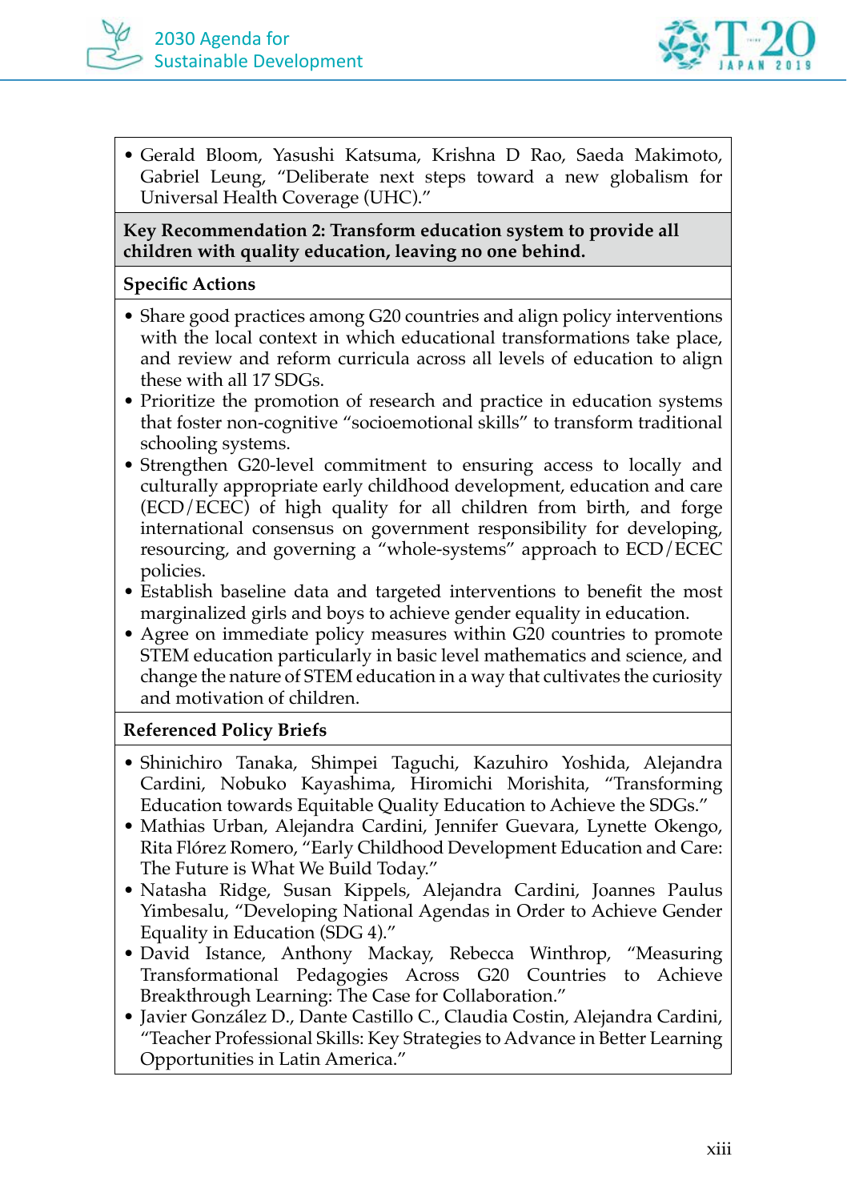- Gerald Bloom, Yasushi Katsuma, Krishna D Rao, Saeda Makimoto, Gabriel Leung, "Deliberate next steps toward a new globalism for Universal Health Coverage (UHC)."

**Key Recommendation 2: Transform education system to provide all children with quality education, leaving no one behind.**

**Specific Actions**

- Share good practices among G20 countries and align policy interventions with the local context in which educational transformations take place, and review and reform curricula across all levels of education to align these with all 17 SDGs.
- Prioritize the promotion of research and practice in education systems that foster non-cognitive "socioemotional skills" to transform traditional schooling systems.
- Strengthen G20-level commitment to ensuring access to locally and culturally appropriate early childhood development, education and care (ECD/ECEC) of high quality for all children from birth, and forge international consensus on government responsibility for developing, resourcing, and governing a "whole-systems" approach to ECD/ECEC policies.
- Establish baseline data and targeted interventions to benefit the most marginalized girls and boys to achieve gender equality in education.
- Agree on immediate policy measures within G20 countries to promote STEM education particularly in basic level mathematics and science, and change the nature of STEM education in a way that cultivates the curiosity and motivation of children.

**Referenced Policy Briefs**

- Shinichiro Tanaka, Shimpei Taguchi, Kazuhiro Yoshida, Alejandra Cardini, Nobuko Kayashima, Hiromichi Morishita, "Transforming Education towards Equitable Quality Education to Achieve the SDGs."
- Mathias Urban, Alejandra Cardini, Jennifer Guevara, Lynette Okengo, Rita Flórez Romero, "Early Childhood Development Education and Care: The Future is What We Build Today."
- Natasha Ridge, Susan Kippels, Alejandra Cardini, Joannes Paulus Yimbesalu, "Developing National Agendas in Order to Achieve Gender Equality in Education (SDG 4)."
- David Istance, Anthony Mackay, Rebecca Winthrop, "Measuring Transformational Pedagogies Across G20 Countries to Achieve Breakthrough Learning: The Case for Collaboration."
- Javier González D., Dante Castillo C., Claudia Costin, Alejandra Cardini, "Teacher Professional Skills: Key Strategies to Advance in Better Learning Opportunities in Latin America."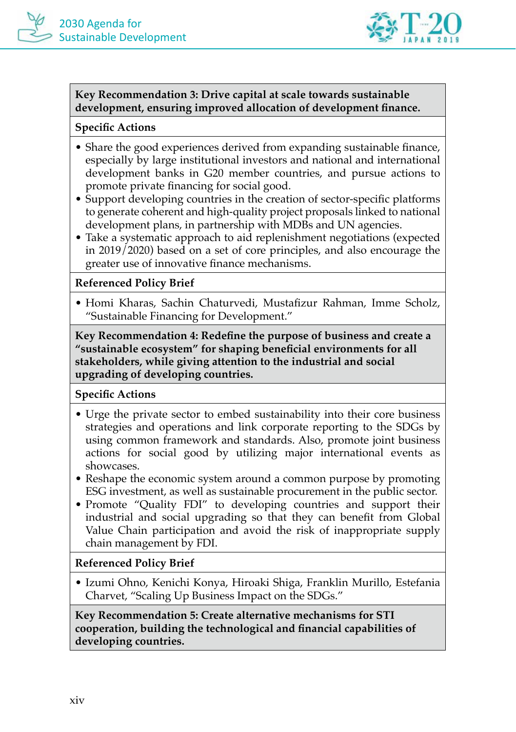**Key Recommendation 3: Drive capital at scale towards sustainable development, ensuring improved allocation of development finance.**

**Specific Actions**

- Share the good experiences derived from expanding sustainable finance, especially by large institutional investors and national and international development banks in G20 member countries, and pursue actions to promote private financing for social good.
- Support developing countries in the creation of sector-specific platforms to generate coherent and high-quality project proposals linked to national development plans, in partnership with MDBs and UN agencies.
- Take a systematic approach to aid replenishment negotiations (expected in 2019/2020) based on a set of core principles, and also encourage the greater use of innovative finance mechanisms.

**Referenced Policy Brief**

- Homi Kharas, Sachin Chaturvedi, Mustafizur Rahman, Imme Scholz, "Sustainable Financing for Development."

**Key Recommendation 4: Redefine the purpose of business and create a "sustainable ecosystem" for shaping beneficial environments for all stakeholders, while giving attention to the industrial and social upgrading of developing countries.**

**Specific Actions**

- Urge the private sector to embed sustainability into their core business strategies and operations and link corporate reporting to the SDGs by using common framework and standards. Also, promote joint business actions for social good by utilizing major international events as showcases.
- Reshape the economic system around a common purpose by promoting ESG investment, as well as sustainable procurement in the public sector.
- Promote "Quality FDI" to developing countries and support their industrial and social upgrading so that they can benefit from Global Value Chain participation and avoid the risk of inappropriate supply chain management by FDI.

**Referenced Policy Brief**

- Izumi Ohno, Kenichi Konya, Hiroaki Shiga, Franklin Murillo, Estefania Charvet, "Scaling Up Business Impact on the SDGs."

**Key Recommendation 5: Create alternative mechanisms for STI cooperation, building the technological and financial capabilities of developing countries.**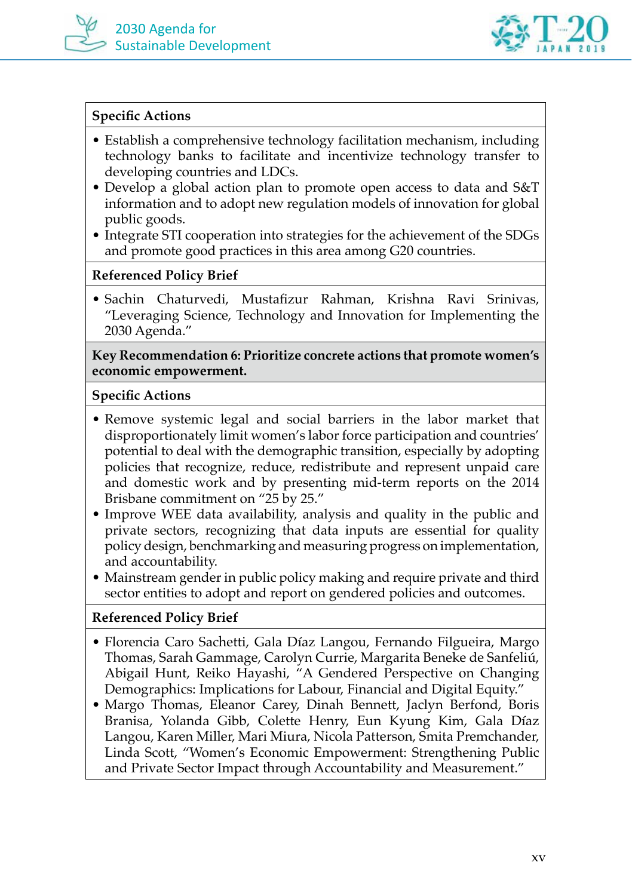**Specific Actions**

- Establish a comprehensive technology facilitation mechanism, including technology banks to facilitate and incentivize technology transfer to developing countries and LDCs.
- Develop a global action plan to promote open access to data and S&T information and to adopt new regulation models of innovation for global public goods.
- Integrate STI cooperation into strategies for the achievement of the SDGs and promote good practices in this area among G20 countries.

**Referenced Policy Brief**

- Sachin Chaturvedi, Mustafizur Rahman, Krishna Ravi Srinivas, "Leveraging Science, Technology and Innovation for Implementing the 2030 Agenda."

**Key Recommendation 6: Prioritize concrete actions that promote women's economic empowerment.**

**Specific Actions**

- Remove systemic legal and social barriers in the labor market that disproportionately limit women's labor force participation and countries' potential to deal with the demographic transition, especially by adopting policies that recognize, reduce, redistribute and represent unpaid care and domestic work and by presenting mid-term reports on the 2014 Brisbane commitment on "25 by 25."
- Improve WEE data availability, analysis and quality in the public and private sectors, recognizing that data inputs are essential for quality policy design, benchmarking and measuring progress on implementation, and accountability.
- Mainstream gender in public policy making and require private and third sector entities to adopt and report on gendered policies and outcomes.

**Referenced Policy Brief**

- Florencia Caro Sachetti, Gala Díaz Langou, Fernando Filgueira, Margo Thomas, Sarah Gammage, Carolyn Currie, Margarita Beneke de Sanfeliú, Abigail Hunt, Reiko Hayashi, "A Gendered Perspective on Changing Demographics: Implications for Labour, Financial and Digital Equity."
- Margo Thomas, Eleanor Carey, Dinah Bennett, Jaclyn Berfond, Boris Branisa, Yolanda Gibb, Colette Henry, Eun Kyung Kim, Gala Díaz Langou, Karen Miller, Mari Miura, Nicola Patterson, Smita Premchander, Linda Scott, "Women's Economic Empowerment: Strengthening Public and Private Sector Impact through Accountability and Measurement."